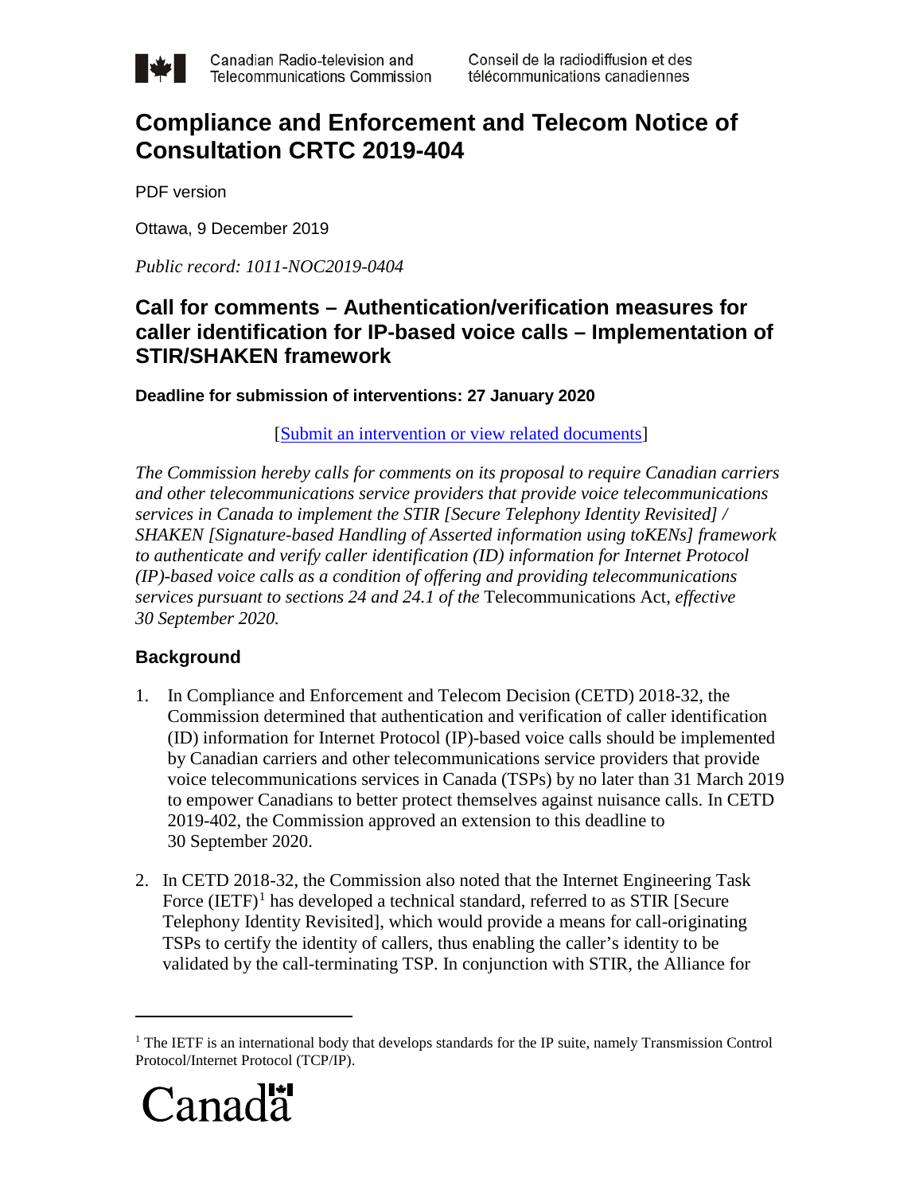# Compliance and Enforcement and Telecom Notice of Consultation CRTC 2019-404

PDF version

Ottawa, 9 December 2019

*Public record: 1011-NOC2019-0404*

## Call for comments – Authentication/verification measures for caller identification for IP-based voice calls – Implementation of STIR/SHAKEN framework

**Deadline for submission of interventions: 27 January 2020**

[Submit an intervention or view related documents]

*The Commission hereby calls for comments on its proposal to require Canadian carriers and other telecommunications service providers that provide voice telecommunications services in Canada to implement the STIR [Secure Telephony Identity Revisited] / SHAKEN [Signature-based Handling of Asserted information using toKENs] framework to authenticate and verify caller identification (ID) information for Internet Protocol (IP)-based voice calls as a condition of offering and providing telecommunications services pursuant to sections 24 and 24.1 of the* Telecommunications Act*, effective 30 September 2020.*

### Background

1. In Compliance and Enforcement and Telecom Decision (CETD) 2018-32, the Commission determined that authentication and verification of caller identification (ID) information for Internet Protocol (IP)-based voice calls should be implemented by Canadian carriers and other telecommunications service providers that provide voice telecommunications services in Canada (TSPs) by no later than 31 March 2019 to empower Canadians to better protect themselves against nuisance calls. In CETD 2019-402, the Commission approved an extension to this deadline to 30 September 2020.

2. In CETD 2018-32, the Commission also noted that the Internet Engineering Task Force (IETF)[1] has developed a technical standard, referred to as STIR [Secure Telephony Identity Revisited], which would provide a means for call-originating TSPs to certify the identity of callers, thus enabling the caller's identity to be validated by the call-terminating TSP. In conjunction with STIR, the Alliance for

[1] The IETF is an international body that develops standards for the IP suite, namely Transmission Control Protocol/Internet Protocol (TCP/IP).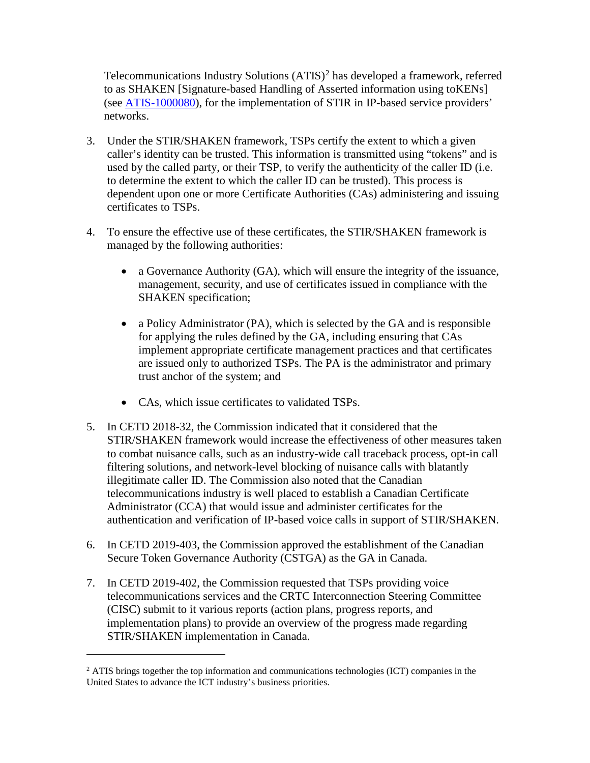Telecommunications Industry Solutions (ATIS)[2] has developed a framework, referred to as SHAKEN [Signature-based Handling of Asserted information using toKENs] (see [ATIS-1000080](ATIS-1000080)), for the implementation of STIR in IP-based service providers' networks.

3. Under the STIR/SHAKEN framework, TSPs certify the extent to which a given caller's identity can be trusted. This information is transmitted using "tokens" and is used by the called party, or their TSP, to verify the authenticity of the caller ID (i.e. to determine the extent to which the caller ID can be trusted). This process is dependent upon one or more Certificate Authorities (CAs) administering and issuing certificates to TSPs.

4. To ensure the effective use of these certificates, the STIR/SHAKEN framework is managed by the following authorities:

   - a Governance Authority (GA), which will ensure the integrity of the issuance, management, security, and use of certificates issued in compliance with the SHAKEN specification;

   - a Policy Administrator (PA), which is selected by the GA and is responsible for applying the rules defined by the GA, including ensuring that CAs implement appropriate certificate management practices and that certificates are issued only to authorized TSPs. The PA is the administrator and primary trust anchor of the system; and

   - CAs, which issue certificates to validated TSPs.

5. In CETD 2018-32, the Commission indicated that it considered that the STIR/SHAKEN framework would increase the effectiveness of other measures taken to combat nuisance calls, such as an industry-wide call traceback process, opt-in call filtering solutions, and network-level blocking of nuisance calls with blatantly illegitimate caller ID. The Commission also noted that the Canadian telecommunications industry is well placed to establish a Canadian Certificate Administrator (CCA) that would issue and administer certificates for the authentication and verification of IP-based voice calls in support of STIR/SHAKEN.

6. In CETD 2019-403, the Commission approved the establishment of the Canadian Secure Token Governance Authority (CSTGA) as the GA in Canada.

7. In CETD 2019-402, the Commission requested that TSPs providing voice telecommunications services and the CRTC Interconnection Steering Committee (CISC) submit to it various reports (action plans, progress reports, and implementation plans) to provide an overview of the progress made regarding STIR/SHAKEN implementation in Canada.

---

[2] ATIS brings together the top information and communications technologies (ICT) companies in the United States to advance the ICT industry's business priorities.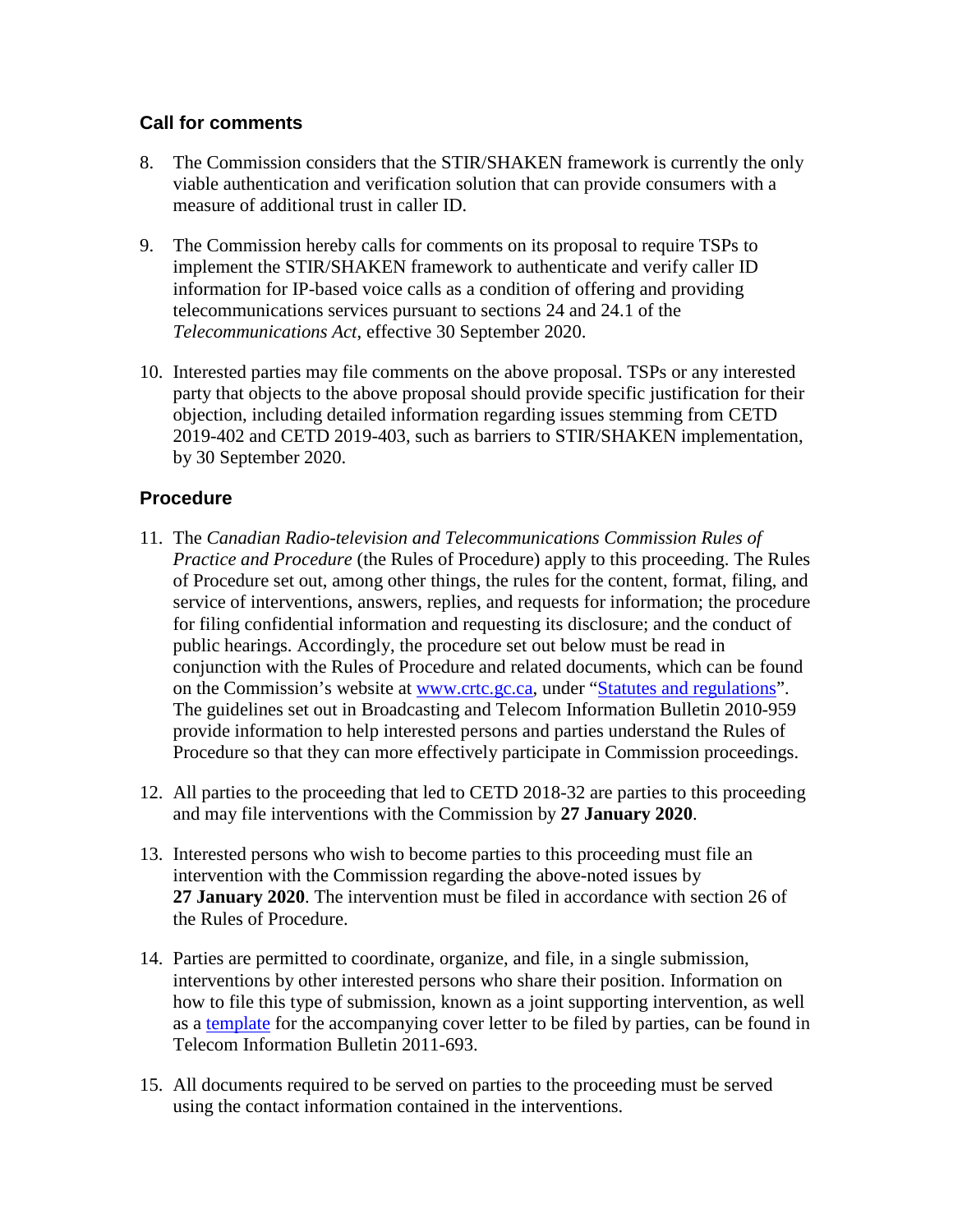## Call for comments

8. The Commission considers that the STIR/SHAKEN framework is currently the only viable authentication and verification solution that can provide consumers with a measure of additional trust in caller ID.

9. The Commission hereby calls for comments on its proposal to require TSPs to implement the STIR/SHAKEN framework to authenticate and verify caller ID information for IP-based voice calls as a condition of offering and providing telecommunications services pursuant to sections 24 and 24.1 of the *Telecommunications Act*, effective 30 September 2020.

10. Interested parties may file comments on the above proposal. TSPs or any interested party that objects to the above proposal should provide specific justification for their objection, including detailed information regarding issues stemming from CETD 2019-402 and CETD 2019-403, such as barriers to STIR/SHAKEN implementation, by 30 September 2020.

## Procedure

11. The *Canadian Radio-television and Telecommunications Commission Rules of Practice and Procedure* (the Rules of Procedure) apply to this proceeding. The Rules of Procedure set out, among other things, the rules for the content, format, filing, and service of interventions, answers, replies, and requests for information; the procedure for filing confidential information and requesting its disclosure; and the conduct of public hearings. Accordingly, the procedure set out below must be read in conjunction with the Rules of Procedure and related documents, which can be found on the Commission's website at www.crtc.gc.ca, under "Statutes and regulations". The guidelines set out in Broadcasting and Telecom Information Bulletin 2010-959 provide information to help interested persons and parties understand the Rules of Procedure so that they can more effectively participate in Commission proceedings.

12. All parties to the proceeding that led to CETD 2018-32 are parties to this proceeding and may file interventions with the Commission by **27 January 2020**.

13. Interested persons who wish to become parties to this proceeding must file an intervention with the Commission regarding the above-noted issues by **27 January 2020**. The intervention must be filed in accordance with section 26 of the Rules of Procedure.

14. Parties are permitted to coordinate, organize, and file, in a single submission, interventions by other interested persons who share their position. Information on how to file this type of submission, known as a joint supporting intervention, as well as a template for the accompanying cover letter to be filed by parties, can be found in Telecom Information Bulletin 2011-693.

15. All documents required to be served on parties to the proceeding must be served using the contact information contained in the interventions.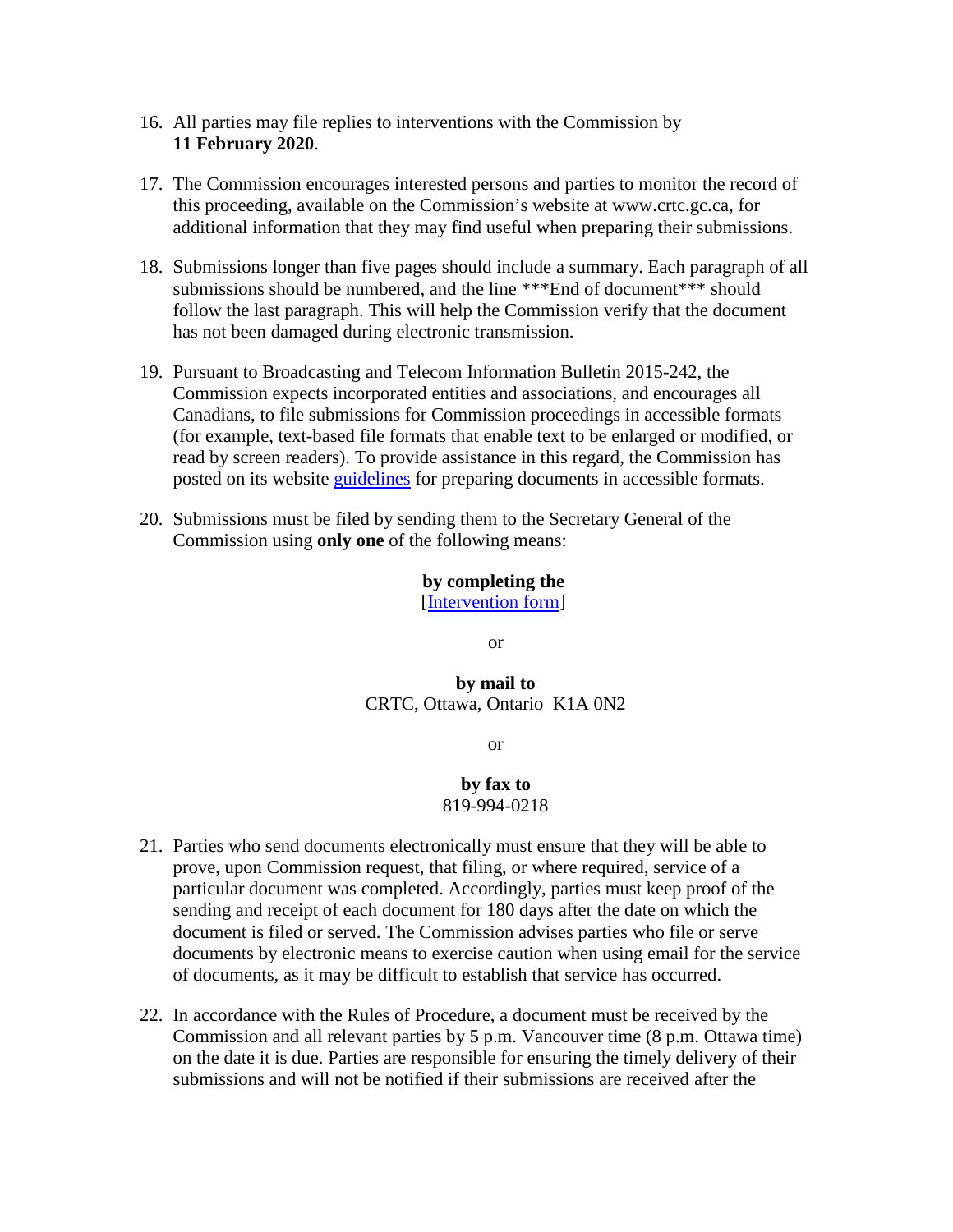16. All parties may file replies to interventions with the Commission by **11 February 2020**.

17. The Commission encourages interested persons and parties to monitor the record of this proceeding, available on the Commission's website at www.crtc.gc.ca, for additional information that they may find useful when preparing their submissions.

18. Submissions longer than five pages should include a summary. Each paragraph of all submissions should be numbered, and the line ***End of document*** should follow the last paragraph. This will help the Commission verify that the document has not been damaged during electronic transmission.

19. Pursuant to Broadcasting and Telecom Information Bulletin 2015-242, the Commission expects incorporated entities and associations, and encourages all Canadians, to file submissions for Commission proceedings in accessible formats (for example, text-based file formats that enable text to be enlarged or modified, or read by screen readers). To provide assistance in this regard, the Commission has posted on its website [guidelines](guidelines) for preparing documents in accessible formats.

20. Submissions must be filed by sending them to the Secretary General of the Commission using **only one** of the following means:

**by completing the**
[[Intervention form](Intervention form)]

or

**by mail to**
CRTC, Ottawa, Ontario K1A 0N2

or

**by fax to**
819-994-0218

21. Parties who send documents electronically must ensure that they will be able to prove, upon Commission request, that filing, or where required, service of a particular document was completed. Accordingly, parties must keep proof of the sending and receipt of each document for 180 days after the date on which the document is filed or served. The Commission advises parties who file or serve documents by electronic means to exercise caution when using email for the service of documents, as it may be difficult to establish that service has occurred.

22. In accordance with the Rules of Procedure, a document must be received by the Commission and all relevant parties by 5 p.m. Vancouver time (8 p.m. Ottawa time) on the date it is due. Parties are responsible for ensuring the timely delivery of their submissions and will not be notified if their submissions are received after the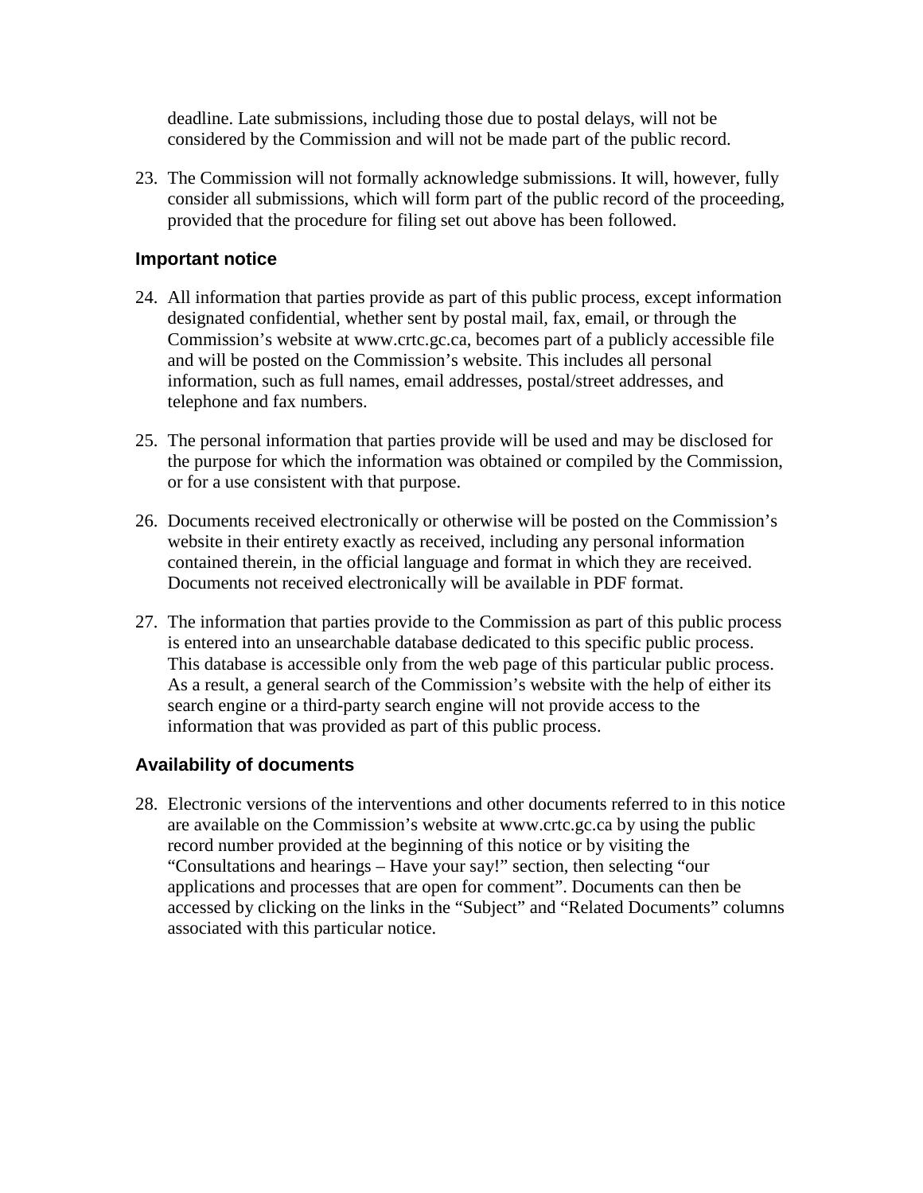deadline. Late submissions, including those due to postal delays, will not be considered by the Commission and will not be made part of the public record.

23. The Commission will not formally acknowledge submissions. It will, however, fully consider all submissions, which will form part of the public record of the proceeding, provided that the procedure for filing set out above has been followed.

### Important notice

24. All information that parties provide as part of this public process, except information designated confidential, whether sent by postal mail, fax, email, or through the Commission's website at www.crtc.gc.ca, becomes part of a publicly accessible file and will be posted on the Commission's website. This includes all personal information, such as full names, email addresses, postal/street addresses, and telephone and fax numbers.

25. The personal information that parties provide will be used and may be disclosed for the purpose for which the information was obtained or compiled by the Commission, or for a use consistent with that purpose.

26. Documents received electronically or otherwise will be posted on the Commission's website in their entirety exactly as received, including any personal information contained therein, in the official language and format in which they are received. Documents not received electronically will be available in PDF format.

27. The information that parties provide to the Commission as part of this public process is entered into an unsearchable database dedicated to this specific public process. This database is accessible only from the web page of this particular public process. As a result, a general search of the Commission's website with the help of either its search engine or a third-party search engine will not provide access to the information that was provided as part of this public process.

### Availability of documents

28. Electronic versions of the interventions and other documents referred to in this notice are available on the Commission's website at www.crtc.gc.ca by using the public record number provided at the beginning of this notice or by visiting the "Consultations and hearings – Have your say!" section, then selecting "our applications and processes that are open for comment". Documents can then be accessed by clicking on the links in the "Subject" and "Related Documents" columns associated with this particular notice.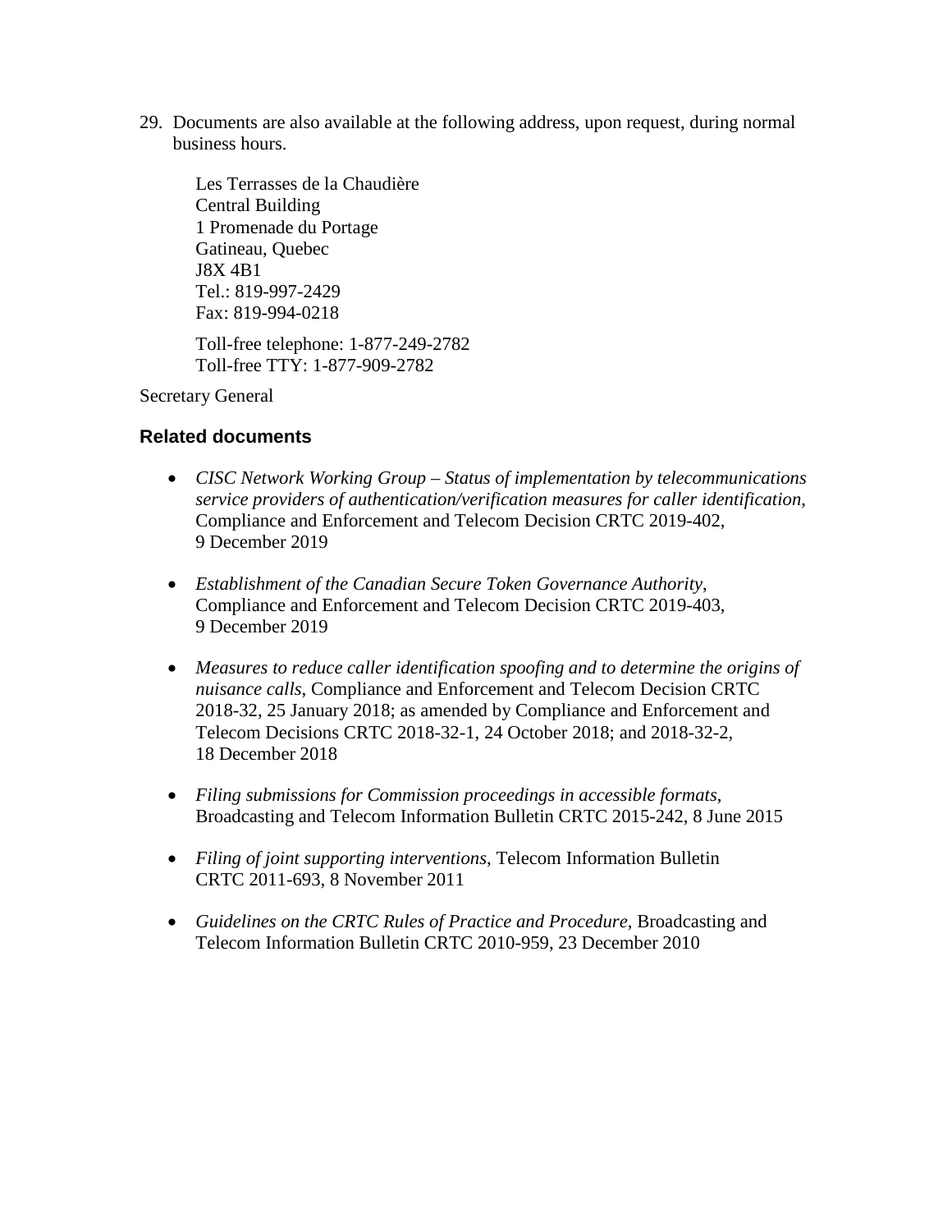29. Documents are also available at the following address, upon request, during normal business hours.

    Les Terrasses de la Chaudière  
    Central Building  
    1 Promenade du Portage  
    Gatineau, Quebec  
    J8X 4B1  
    Tel.: 819-997-2429  
    Fax: 819-994-0218

    Toll-free telephone: 1-877-249-2782  
    Toll-free TTY: 1-877-909-2782

Secretary General

## Related documents

- *CISC Network Working Group – Status of implementation by telecommunications service providers of authentication/verification measures for caller identification*, Compliance and Enforcement and Telecom Decision CRTC 2019-402, 9 December 2019
- *Establishment of the Canadian Secure Token Governance Authority*, Compliance and Enforcement and Telecom Decision CRTC 2019-403, 9 December 2019
- *Measures to reduce caller identification spoofing and to determine the origins of nuisance calls*, Compliance and Enforcement and Telecom Decision CRTC 2018-32, 25 January 2018; as amended by Compliance and Enforcement and Telecom Decisions CRTC 2018-32-1, 24 October 2018; and 2018-32-2, 18 December 2018
- *Filing submissions for Commission proceedings in accessible formats*, Broadcasting and Telecom Information Bulletin CRTC 2015-242, 8 June 2015
- *Filing of joint supporting interventions*, Telecom Information Bulletin CRTC 2011-693, 8 November 2011
- *Guidelines on the CRTC Rules of Practice and Procedure*, Broadcasting and Telecom Information Bulletin CRTC 2010-959, 23 December 2010